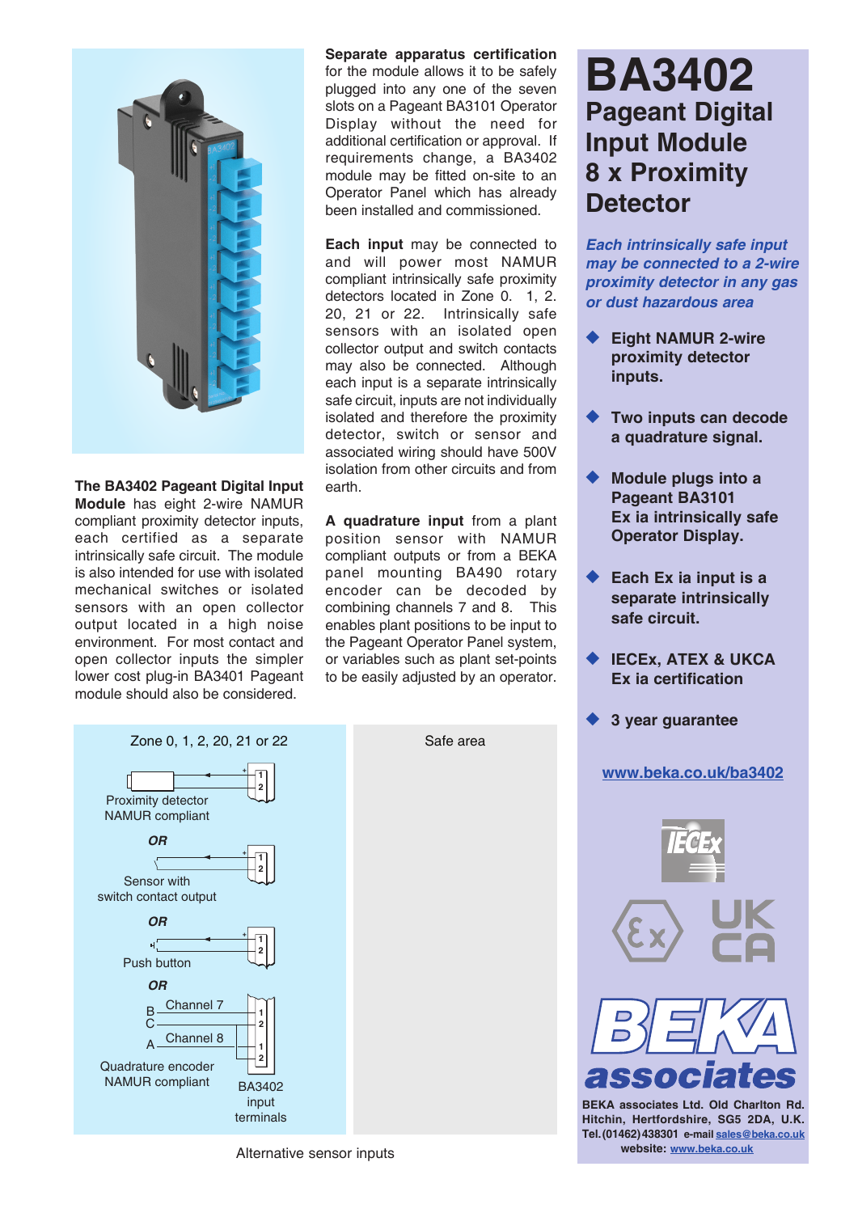# BA3402

## Pageant Digital Input Module 8 x Proximity Detector

***Each intrinsically safe input may be connected to a 2-wire proximity detector in any gas or dust hazardous area***

- **Eight NAMUR 2-wire proximity detector inputs.**
- **Two inputs can decode a quadrature signal.**
- **Module plugs into a Pageant BA3101 Ex ia intrinsically safe Operator Display.**
- **Each Ex ia input is a separate intrinsically safe circuit.**
- **IECEx, ATEX & UKCA Ex ia certification**
- **3 year guarantee**

www.beka.co.uk/ba3402

**The BA3402 Pageant Digital Input Module** has eight 2-wire NAMUR compliant proximity detector inputs, each certified as a separate intrinsically safe circuit. The module is also intended for use with isolated mechanical switches or isolated sensors with an open collector output located in a high noise environment. For most contact and open collector inputs the simpler lower cost plug-in BA3401 Pageant module should also be considered.

**Separate apparatus certification** for the module allows it to be safely plugged into any one of the seven slots on a Pageant BA3101 Operator Display without the need for additional certification or approval. If requirements change, a BA3402 module may be fitted on-site to an Operator Panel which has already been installed and commissioned.

**Each input** may be connected to and will power most NAMUR compliant intrinsically safe proximity detectors located in Zone 0. 1, 2. 20, 21 or 22. Intrinsically safe sensors with an isolated open collector output and switch contacts may also be connected. Although each input is a separate intrinsically safe circuit, inputs are not individually isolated and therefore the proximity detector, switch or sensor and associated wiring should have 500V isolation from other circuits and from earth.

**A quadrature input** from a plant position sensor with NAMUR compliant outputs or from a BEKA panel mounting BA490 rotary encoder can be decoded by combining channels 7 and 8. This enables plant positions to be input to the Pageant Operator Panel system, or variables such as plant set-points to be easily adjusted by an operator.

Zone 0, 1, 2, 20, 21 or 22

Safe area

Proximity detector NAMUR compliant

*OR*

Sensor with switch contact output

*OR*

Push button

*OR*

Quadrature encoder NAMUR compliant (B, C, A; Channel 7; Channel 8)

BA3402 input terminals

Alternative sensor inputs

**BEKA associates Ltd. Old Charlton Rd. Hitchin, Hertfordshire, SG5 2DA, U.K. Tel.(01462)438301 e-mail** sales@beka.co.uk
**website:** www.beka.co.uk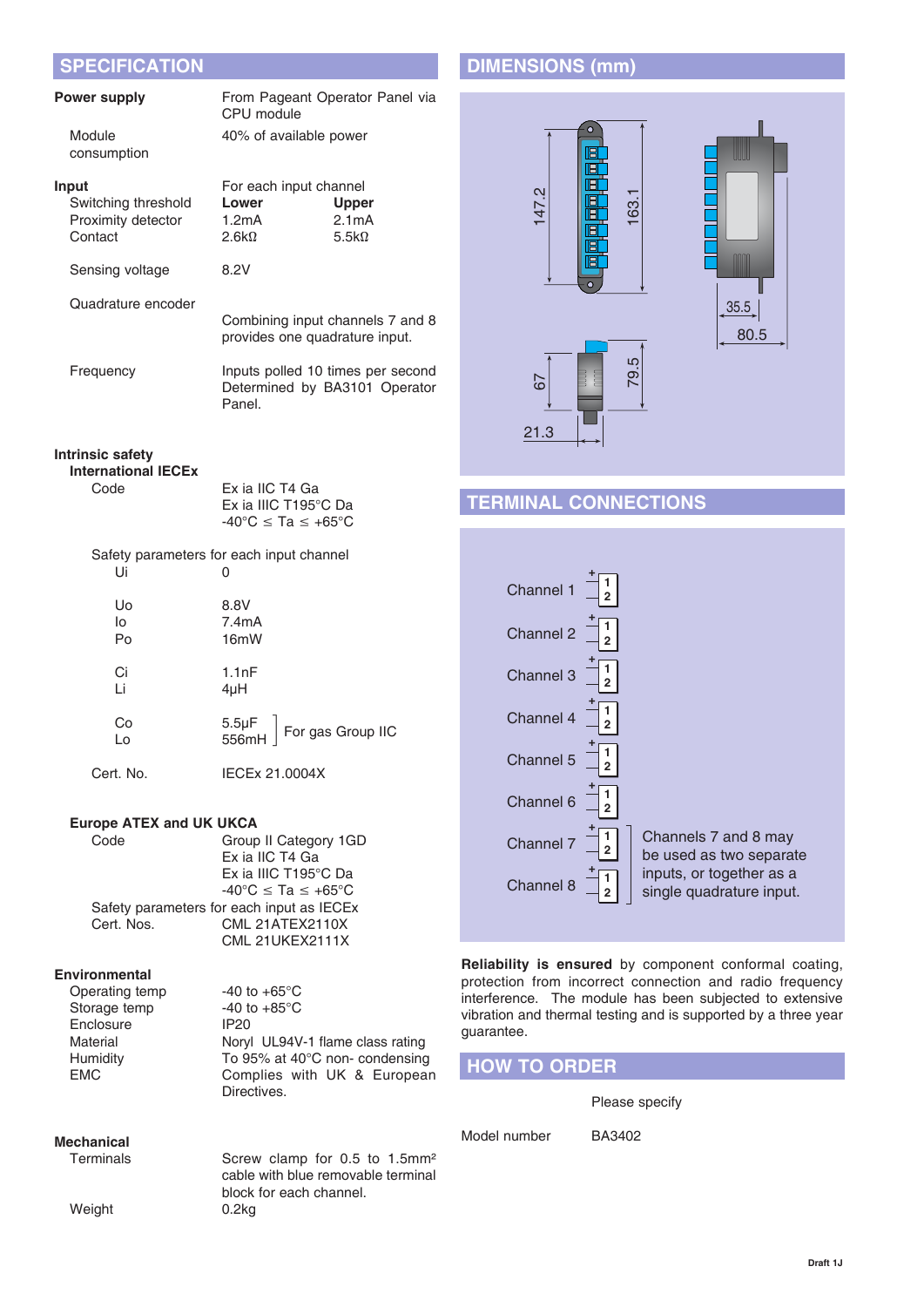## SPECIFICATION

**Power supply**
From Pageant Operator Panel via CPU module

Module consumption — 40% of available power

**Input**
For each input channel

| | Lower | Upper |
|---|---|---|
| Switching threshold | | |
| Proximity detector | 1.2mA | 2.1mA |
| Contact | 2.6kΩ | 5.5kΩ |

Sensing voltage — 8.2V

Quadrature encoder — Combining input channels 7 and 8 provides one quadrature input.

Frequency — Inputs polled 10 times per second Determined by BA3101 Operator Panel.

**Intrinsic safety**

**International IECEx**

Code
Ex ia IIC T4 Ga
Ex ia IIIC T195°C Da
-40°C ≤ Ta ≤ +65°C

Safety parameters for each input channel

| | |
|---|---|
| Ui | 0 |
| Uo | 8.8V |
| Io | 7.4mA |
| Po | 16mW |
| Ci | 1.1nF |
| Li | 4μH |
| Co | 5.5μF (For gas Group IIC) |
| Lo | 556mH (For gas Group IIC) |
| Cert. No. | IECEx 21.0004X |

**Europe ATEX and UK UKCA**

Code
Group II Category 1GD
Ex ia IIC T4 Ga
Ex ia IIIC T195°C Da
-40°C ≤ Ta ≤ +65°C

Safety parameters for each input as IECEx

Cert. Nos.
CML 21ATEX2110X
CML 21UKEX2111X

**Environmental**

| | |
|---|---|
| Operating temp | -40 to +65°C |
| Storage temp | -40 to +85°C |
| Enclosure | IP20 |
| Material | Noryl UL94V-1 flame class rating |
| Humidity | To 95% at 40°C non- condensing |
| EMC | Complies with UK & European Directives. |

**Mechanical**

| | |
|---|---|
| Terminals | Screw clamp for 0.5 to 1.5mm² cable with blue removable terminal block for each channel. |
| Weight | 0.2kg |

## DIMENSIONS (mm)

147.2
163.1
35.5
80.5
67
79.5
21.3

## TERMINAL CONNECTIONS

Channel 1 (+ 1, – 2)
Channel 2 (+ 1, – 2)
Channel 3 (+ 1, – 2)
Channel 4 (+ 1, – 2)
Channel 5 (+ 1, – 2)
Channel 6 (+ 1, – 2)
Channel 7 (+ 1, – 2)
Channel 8 (+ 1, – 2)

Channels 7 and 8 may be used as two separate inputs, or together as a single quadrature input.

**Reliability is ensured** by component conformal coating, protection from incorrect connection and radio frequency interference. The module has been subjected to extensive vibration and thermal testing and is supported by a three year guarantee.

## HOW TO ORDER

| | Please specify |
|---|---|
| Model number | BA3402 |

Draft 1J